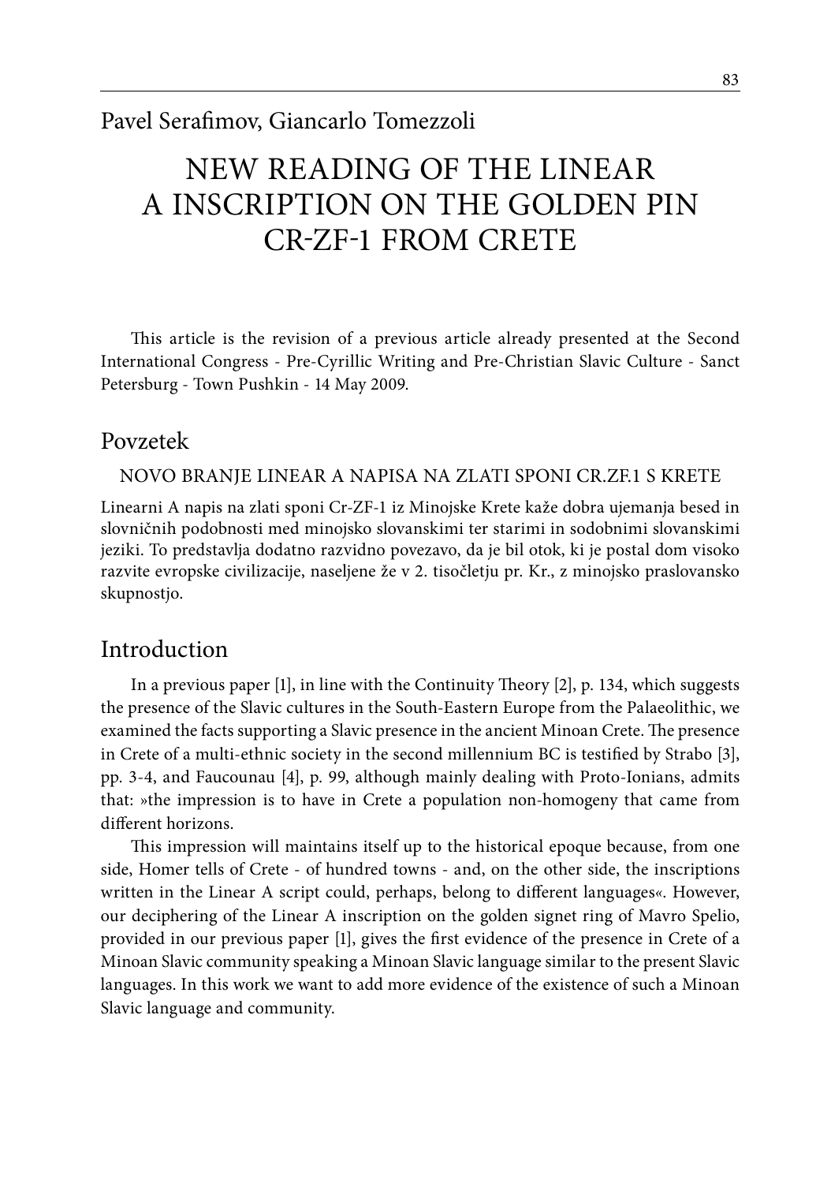Pavel Serafimov, Giancarlo Tomezzoli

# NEW READING OF THE LINEAR A INSCRIPTION ON THE GOLDEN PIN CR-ZF-1 FROM CRETE

This article is the revision of a previous article already presented at the Second International Congress - Pre-Cyrillic Writing and Pre-Christian Slavic Culture - Sanct Petersburg - Town Pushkin - 14 May 2009.

## Povzetek

NOVO BRANJE LINEAR A NAPISA NA ZLATI SPONI CR.ZF.1 S KRETE

Linearni A napis na zlati sponi Cr-ZF-1 iz Minojske Krete kaže dobra ujemanja besed in slovničnih podobnosti med minojsko slovanskimi ter starimi in sodobnimi slovanskimi jeziki. To predstavlja dodatno razvidno povezavo, da je bil otok, ki je postal dom visoko razvite evropske civilizacije, naseljene že v 2. tisočletju pr. Kr., z minojsko praslovansko skupnostjo.

## Introduction

In a previous paper [1], in line with the Continuity Theory [2], p. 134, which suggests the presence of the Slavic cultures in the South-Eastern Europe from the Palaeolithic, we examined the facts supporting a Slavic presence in the ancient Minoan Crete. The presence in Crete of a multi-ethnic society in the second millennium BC is testified by Strabo [3], pp. 3-4, and Faucounau [4], p. 99, although mainly dealing with Proto-Ionians, admits that: »the impression is to have in Crete a population non-homogeny that came from different horizons.

This impression will maintains itself up to the historical epoque because, from one side, Homer tells of Crete - of hundred towns - and, on the other side, the inscriptions written in the Linear A script could, perhaps, belong to different languages«. However, our deciphering of the Linear A inscription on the golden signet ring of Mavro Spelio, provided in our previous paper [1], gives the first evidence of the presence in Crete of a Minoan Slavic community speaking a Minoan Slavic language similar to the present Slavic languages. In this work we want to add more evidence of the existence of such a Minoan Slavic language and community.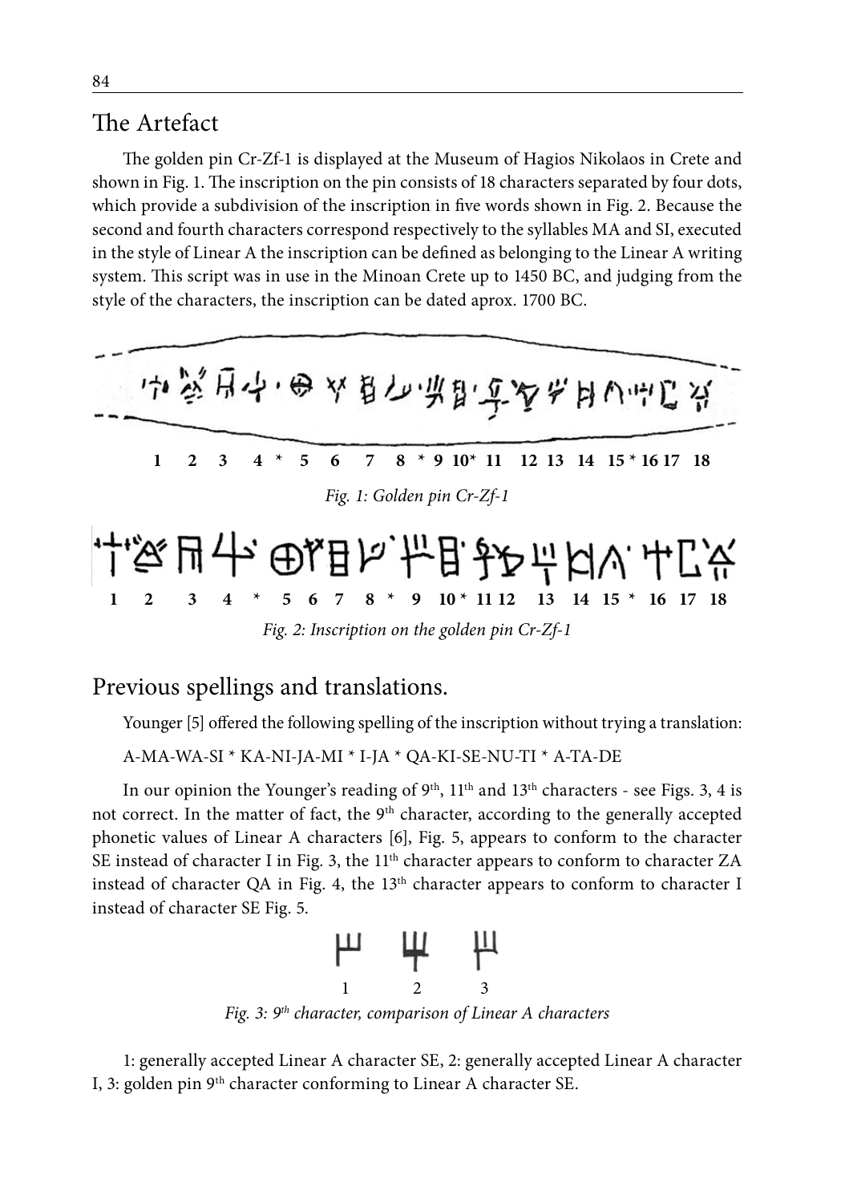## The Artefact

The golden pin Cr-Zf-1 is displayed at the Museum of Hagios Nikolaos in Crete and shown in Fig. 1. The inscription on the pin consists of 18 characters separated by four dots, which provide a subdivision of the inscription in five words shown in Fig. 2. Because the second and fourth characters correspond respectively to the syllables MA and SI, executed in the style of Linear A the inscription can be defined as belonging to the Linear A writing system. This script was in use in the Minoan Crete up to 1450 BC, and judging from the style of the characters, the inscription can be dated aprox. 1700 BC.

1 2 3 4 * 5 6 7 8 * 9 10* 11 12 13 14 15 * 16 17 18

*Fig. 1: Golden pin Cr-Zf-1*

1 2 3 4 * 5 6 7 8 * 9 10 * 11 12 13 14 15 * 16 17 18

*Fig. 2: Inscription on the golden pin Cr-Zf-1*

## Previous spellings and translations.

Younger [5] offered the following spelling of the inscription without trying a translation:

A-MA-WA-SI * KA-NI-JA-MI * I-JA * QA-KI-SE-NU-TI * A-TA-DE

In our opinion the Younger's reading of 9th, 11th and 13th characters - see Figs. 3, 4 is not correct. In the matter of fact, the 9th character, according to the generally accepted phonetic values of Linear A characters [6], Fig. 5, appears to conform to the character SE instead of character I in Fig. 3, the 11th character appears to conform to character ZA instead of character QA in Fig. 4, the 13th character appears to conform to character I instead of character SE Fig. 5.

1 2 3

*Fig. 3: 9th character, comparison of Linear A characters*

1: generally accepted Linear A character SE, 2: generally accepted Linear A character I, 3: golden pin 9th character conforming to Linear A character SE.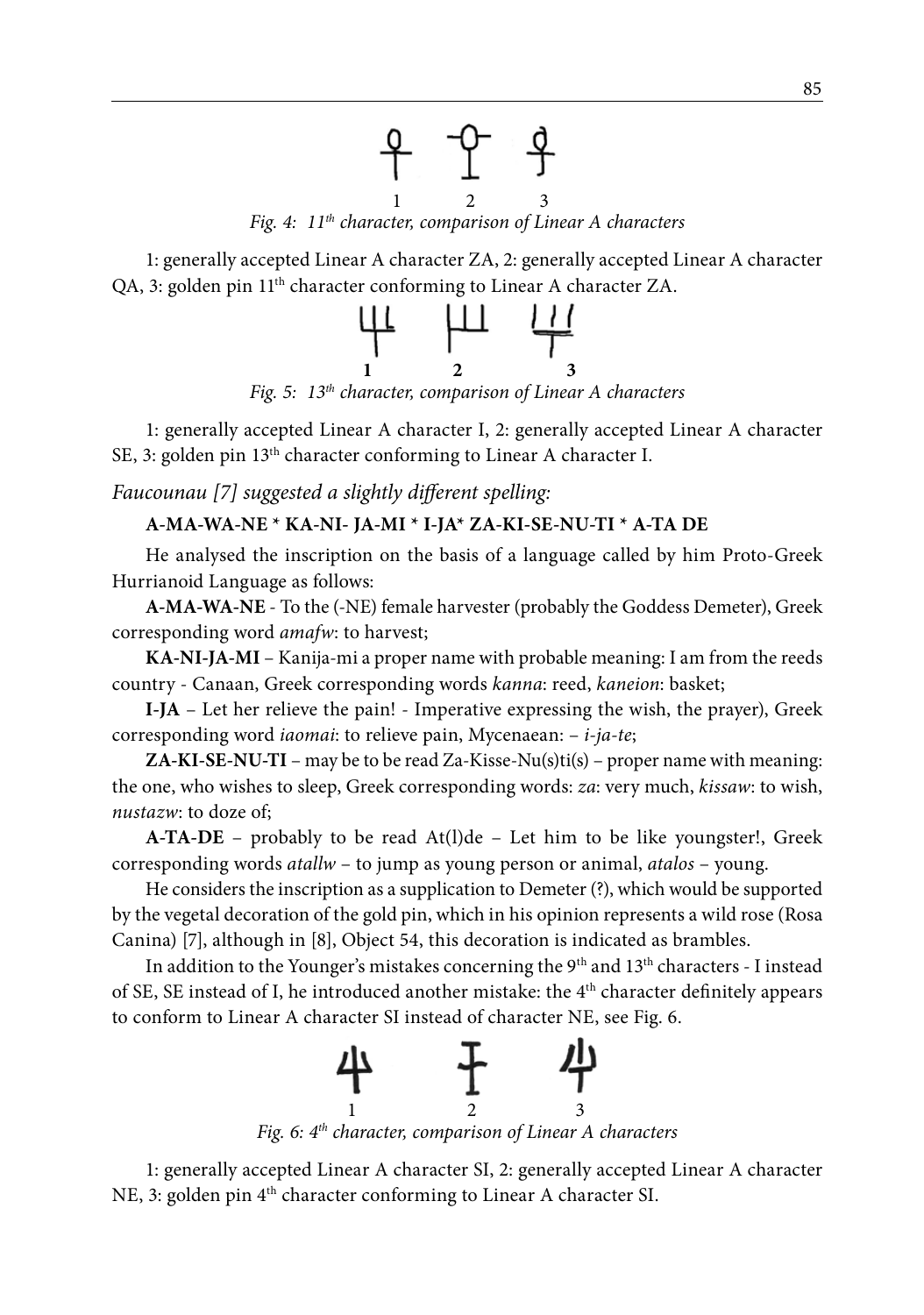1 2 3

*Fig. 4: 11th character, comparison of Linear A characters*

1: generally accepted Linear A character ZA, 2: generally accepted Linear A character QA, 3: golden pin 11th character conforming to Linear A character ZA.

**1 2 3**

*Fig. 5: 13th character, comparison of Linear A characters*

1: generally accepted Linear A character I, 2: generally accepted Linear A character SE, 3: golden pin 13th character conforming to Linear A character I.

*Faucounau [7] suggested a slightly different spelling:*

**A-MA-WA-NE * KA-NI- JA-MI * I-JA* ZA-KI-SE-NU-TI * A-TA DE**

He analysed the inscription on the basis of a language called by him Proto-Greek Hurrianoid Language as follows:

**A-MA-WA-NE** - To the (-NE) female harvester (probably the Goddess Demeter), Greek corresponding word *amafw*: to harvest;

**KA-NI-JA-MI** – Kanija-mi a proper name with probable meaning: I am from the reeds country - Canaan, Greek corresponding words *kanna*: reed, *kaneion*: basket;

**I-JA** – Let her relieve the pain! - Imperative expressing the wish, the prayer), Greek corresponding word *iaomai*: to relieve pain, Mycenaean: – *i-ja-te*;

**ZA-KI-SE-NU-TI** – may be to be read Za-Kisse-Nu(s)ti(s) – proper name with meaning: the one, who wishes to sleep, Greek corresponding words: *za*: very much, *kissaw*: to wish, *nustazw*: to doze of;

**A-TA-DE** – probably to be read At(l)de – Let him to be like youngster!, Greek corresponding words *atallw* – to jump as young person or animal, *atalos* – young.

He considers the inscription as a supplication to Demeter (?), which would be supported by the vegetal decoration of the gold pin, which in his opinion represents a wild rose (Rosa Canina) [7], although in [8], Object 54, this decoration is indicated as brambles.

In addition to the Younger's mistakes concerning the 9th and 13th characters - I instead of SE, SE instead of I, he introduced another mistake: the 4th character definitely appears to conform to Linear A character SI instead of character NE, see Fig. 6.

1 2 3

*Fig. 6: 4th character, comparison of Linear A characters*

1: generally accepted Linear A character SI, 2: generally accepted Linear A character NE, 3: golden pin 4th character conforming to Linear A character SI.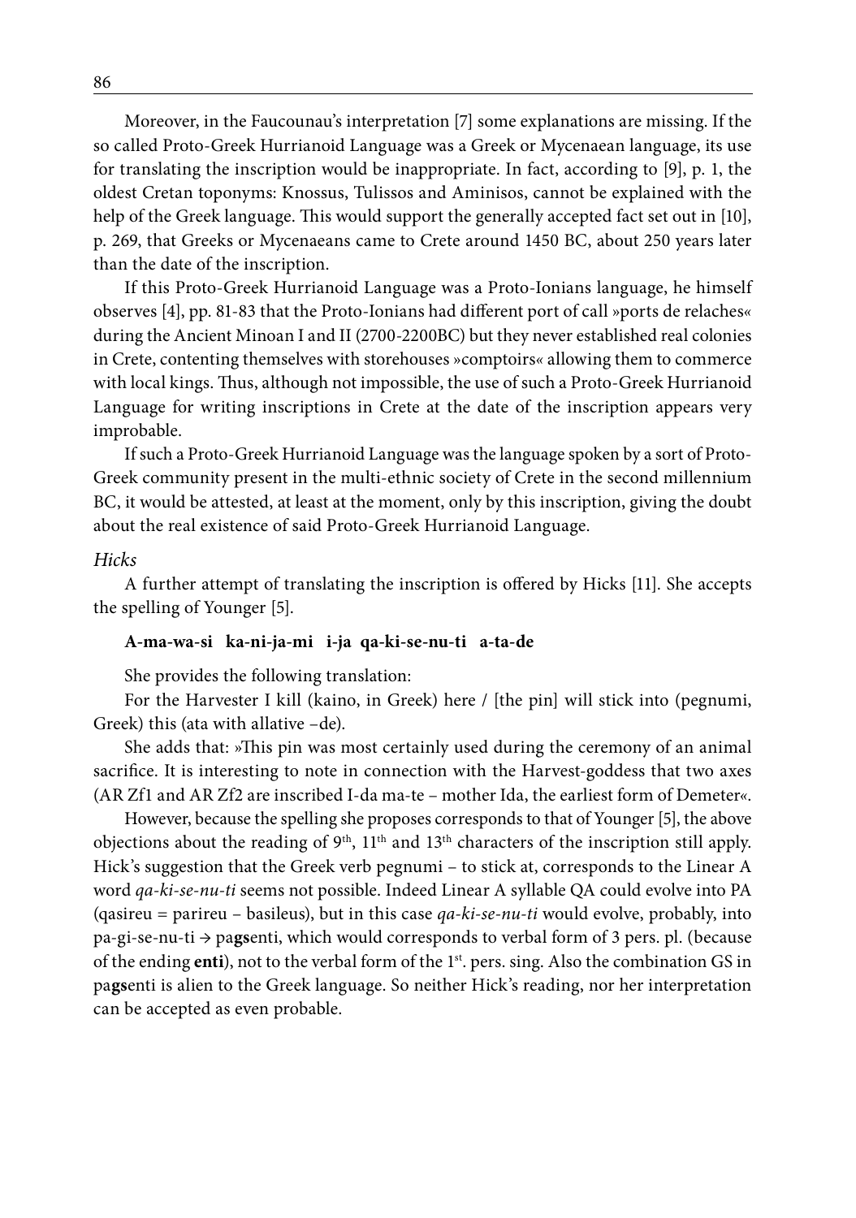Moreover, in the Faucounau's interpretation [7] some explanations are missing. If the so called Proto-Greek Hurrianoid Language was a Greek or Mycenaean language, its use for translating the inscription would be inappropriate. In fact, according to [9], p. 1, the oldest Cretan toponyms: Knossus, Tulissos and Aminisos, cannot be explained with the help of the Greek language. This would support the generally accepted fact set out in [10], p. 269, that Greeks or Mycenaeans came to Crete around 1450 BC, about 250 years later than the date of the inscription.

If this Proto-Greek Hurrianoid Language was a Proto-Ionians language, he himself observes [4], pp. 81-83 that the Proto-Ionians had different port of call »ports de relaches« during the Ancient Minoan I and II (2700-2200BC) but they never established real colonies in Crete, contenting themselves with storehouses »comptoirs« allowing them to commerce with local kings. Thus, although not impossible, the use of such a Proto-Greek Hurrianoid Language for writing inscriptions in Crete at the date of the inscription appears very improbable.

If such a Proto-Greek Hurrianoid Language was the language spoken by a sort of Proto-Greek community present in the multi-ethnic society of Crete in the second millennium BC, it would be attested, at least at the moment, only by this inscription, giving the doubt about the real existence of said Proto-Greek Hurrianoid Language.

*Hicks*

A further attempt of translating the inscription is offered by Hicks [11]. She accepts the spelling of Younger [5].

**A-ma-wa-si ka-ni-ja-mi i-ja qa-ki-se-nu-ti a-ta-de**

She provides the following translation:

For the Harvester I kill (kaino, in Greek) here / [the pin] will stick into (pegnumi, Greek) this (ata with allative –de).

She adds that: »This pin was most certainly used during the ceremony of an animal sacrifice. It is interesting to note in connection with the Harvest-goddess that two axes (AR Zf1 and AR Zf2 are inscribed I-da ma-te – mother Ida, the earliest form of Demeter«.

However, because the spelling she proposes corresponds to that of Younger [5], the above objections about the reading of 9th, 11th and 13th characters of the inscription still apply. Hick's suggestion that the Greek verb pegnumi – to stick at, corresponds to the Linear A word *qa-ki-se-nu-ti* seems not possible. Indeed Linear A syllable QA could evolve into PA (qasireu = parireu – basileus), but in this case *qa-ki-se-nu-ti* would evolve, probably, into pa-gi-se-nu-ti → pa**gs**enti, which would corresponds to verbal form of 3 pers. pl. (because of the ending **enti**), not to the verbal form of the 1st. pers. sing. Also the combination GS in pa**gs**enti is alien to the Greek language. So neither Hick's reading, nor her interpretation can be accepted as even probable.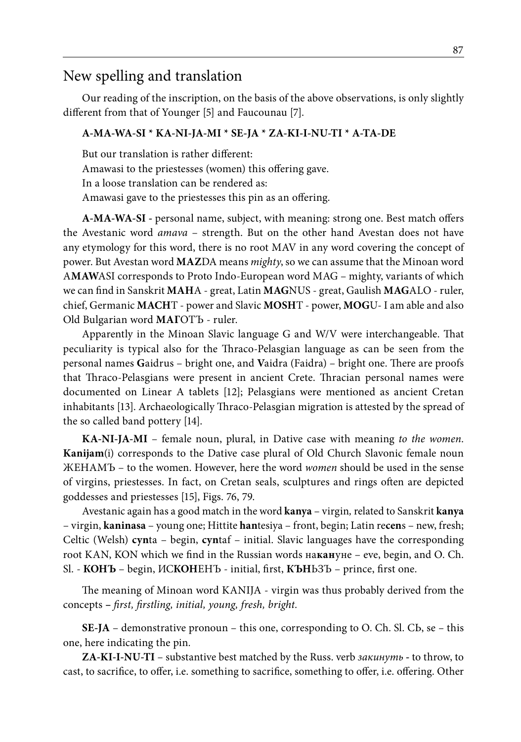## New spelling and translation

Our reading of the inscription, on the basis of the above observations, is only slightly different from that of Younger [5] and Faucounau [7].

**A-MA-WA-SI * KA-NI-JA-MI * SE-JA * ZA-KI-I-NU-TI * A-TA-DE**

But our translation is rather different:

Amawasi to the priestesses (women) this offering gave.

In a loose translation can be rendered as:

Amawasi gave to the priestesses this pin as an offering.

**A-MA-WA-SI** - personal name, subject, with meaning: strong one. Best match offers the Avestanic word *amava* – strength. But on the other hand Avestan does not have any etymology for this word, there is no root MAV in any word covering the concept of power. But Avestan word **MAZ**DA means *mighty*, so we can assume that the Minoan word A**MAW**ASI corresponds to Proto Indo-European word MAG – mighty, variants of which we can find in Sanskrit **MAH**A - great, Latin **MAG**NUS - great, Gaulish **MAG**ALO - ruler, chief, Germanic **MACH**T - power and Slavic **MOSH**T - power, **MOG**U- I am able and also Old Bulgarian word **МАГ**ОТЪ - ruler.

Apparently in the Minoan Slavic language G and W/V were interchangeable. That peculiarity is typical also for the Thraco-Pelasgian language as can be seen from the personal names **G**aidrus – bright one, and **V**aidra (Faidra) – bright one. There are proofs that Thraco-Pelasgians were present in ancient Crete. Thracian personal names were documented on Linear A tablets [12]; Pelasgians were mentioned as ancient Cretan inhabitants [13]. Archaeologically Thraco-Pelasgian migration is attested by the spread of the so called band pottery [14].

**KA-NI-JA-MI** – female noun, plural, in Dative case with meaning *to the women*. **Kanijam**(i) corresponds to the Dative case plural of Old Church Slavonic female noun ЖЕНАМЪ – to the women. However, here the word *women* should be used in the sense of virgins, priestesses. In fact, on Cretan seals, sculptures and rings often are depicted goddesses and priestesses [15], Figs. 76, 79.

Avestanic again has a good match in the word **kanya** – virgin, related to Sanskrit **kanya** – virgin, **kaninasa** – young one; Hittite **han**tesiya – front, begin; Latin re**cen**s – new, fresh; Celtic (Welsh) **cyn**ta – begin, **cyn**taf – initial. Slavic languages have the corresponding root KAN, KON which we find in the Russian words на**кан**уне – eve, begin, and O. Ch. Sl. - **КОНЪ** – begin, ИС**КОН**ЕНЪ - initial, first, **КЪН**ЬЗЪ – prince, first one.

The meaning of Minoan word KANIJA - virgin was thus probably derived from the concepts **–** *first, firstling, initial, young, fresh, bright.*

**SE-JA** – demonstrative pronoun – this one, corresponding to O. Ch. Sl. СЬ, se – this one, here indicating the pin.

**ZA-KI-I-NU-TI** – substantive best matched by the Russ. verb *закинуть* - to throw, to cast, to sacrifice, to offer, i.e. something to sacrifice, something to offer, i.e. offering. Other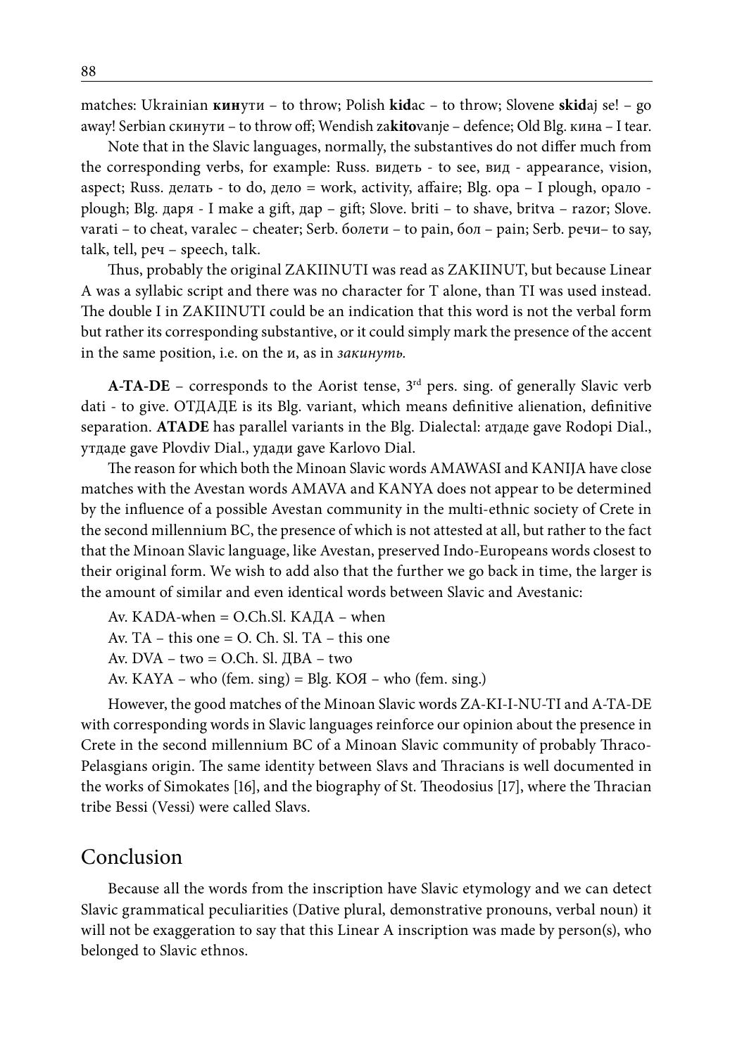matches: Ukrainian **кин**ути – to throw; Polish **kid**ac – to throw; Slovene **skid**aj se! – go away! Serbian скинути – to throw off; Wendish za**kito**vanje – defence; Old Blg. кина – I tear.

Note that in the Slavic languages, normally, the substantives do not differ much from the corresponding verbs, for example: Russ. видеть - to see, вид - appearance, vision, aspect; Russ. делать - to do, дело = work, activity, affaire; Blg. ора – I plough, орало - plough; Blg. даря - I make a gift, дар – gift; Slove. briti – to shave, britva – razor; Slove. varati – to cheat, varalec – cheater; Serb. болети – to pain, бол – pain; Serb. речи– to say, talk, tell, реч – speech, talk.

Thus, probably the original ZAKIINUTI was read as ZAKIINUT, but because Linear A was a syllabic script and there was no character for T alone, than TI was used instead. The double I in ZAKIINUTI could be an indication that this word is not the verbal form but rather its corresponding substantive, or it could simply mark the presence of the accent in the same position, i.e. on the и, as in *закинуть.*

**A-TA-DE** – corresponds to the Aorist tense, 3rd pers. sing. of generally Slavic verb dati - to give. ОТДАДЕ is its Blg. variant, which means definitive alienation, definitive separation. **ATADE** has parallel variants in the Blg. Dialectal: атдаде gave Rodopi Dial., утдаде gave Plovdiv Dial., удади gave Karlovo Dial.

The reason for which both the Minoan Slavic words AMAWASI and KANIJA have close matches with the Avestan words AMAVA and KANYA does not appear to be determined by the influence of a possible Avestan community in the multi-ethnic society of Crete in the second millennium BC, the presence of which is not attested at all, but rather to the fact that the Minoan Slavic language, like Avestan, preserved Indo-Europeans words closest to their original form. We wish to add also that the further we go back in time, the larger is the amount of similar and even identical words between Slavic and Avestanic:

Av. KADA-when = O.Ch.Sl. КАДА – when

Av. TA – this one = O. Ch. Sl. TA – this one

Av. DVA – two = O.Ch. Sl. ДВА – two

Av. KAYA – who (fem. sing) = Blg. КОЯ – who (fem. sing.)

However, the good matches of the Minoan Slavic words ZA-KI-I-NU-TI and A-TA-DE with corresponding words in Slavic languages reinforce our opinion about the presence in Crete in the second millennium BC of a Minoan Slavic community of probably Thraco-Pelasgians origin. The same identity between Slavs and Thracians is well documented in the works of Simokates [16], and the biography of St. Theodosius [17], where the Thracian tribe Bessi (Vessi) were called Slavs.

## Conclusion

Because all the words from the inscription have Slavic etymology and we can detect Slavic grammatical peculiarities (Dative plural, demonstrative pronouns, verbal noun) it will not be exaggeration to say that this Linear A inscription was made by person(s), who belonged to Slavic ethnos.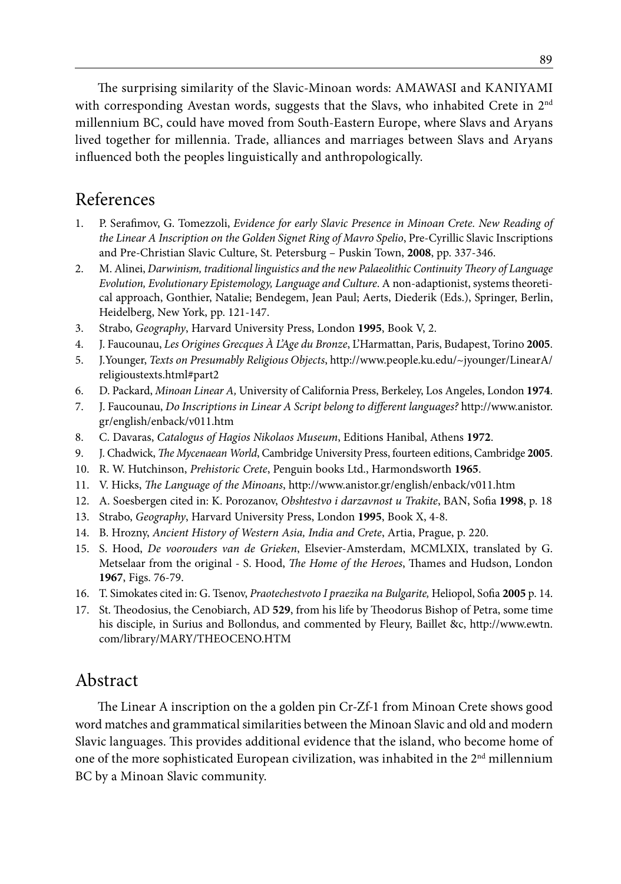The surprising similarity of the Slavic-Minoan words: AMAWASI and KANIYAMI with corresponding Avestan words, suggests that the Slavs, who inhabited Crete in 2nd millennium BC, could have moved from South-Eastern Europe, where Slavs and Aryans lived together for millennia. Trade, alliances and marriages between Slavs and Aryans influenced both the peoples linguistically and anthropologically.

## References

1. P. Serafimov, G. Tomezzoli, *Evidence for early Slavic Presence in Minoan Crete. New Reading of the Linear A Inscription on the Golden Signet Ring of Mavro Spelio*, Pre-Cyrillic Slavic Inscriptions and Pre-Christian Slavic Culture, St. Petersburg – Puskin Town, **2008**, pp. 337-346.
2. M. Alinei, *Darwinism, traditional linguistics and the new Palaeolithic Continuity Theory of Language Evolution, Evolutionary Epistemology, Language and Culture*. A non-adaptionist, systems theoretical approach, Gonthier, Natalie; Bendegem, Jean Paul; Aerts, Diederik (Eds.), Springer, Berlin, Heidelberg, New York, pp. 121-147.
3. Strabo, *Geography*, Harvard University Press, London **1995**, Book V, 2.
4. J. Faucounau, *Les Origines Grecques À L'Age du Bronze*, L'Harmattan, Paris, Budapest, Torino **2005**.
5. J.Younger, *Texts on Presumably Religious Objects*, http://www.people.ku.edu/~jyounger/LinearA/religioustexts.html#part2
6. D. Packard, *Minoan Linear A,* University of California Press, Berkeley, Los Angeles, London **1974**.
7. J. Faucounau, *Do Inscriptions in Linear A Script belong to different languages?* http://www.anistor.gr/english/enback/v011.htm
8. C. Davaras, *Catalogus of Hagios Nikolaos Museum*, Editions Hanibal, Athens **1972**.
9. J. Chadwick, *The Mycenaean World*, Cambridge University Press, fourteen editions, Cambridge **2005**.
10. R. W. Hutchinson, *Prehistoric Crete*, Penguin books Ltd., Harmondsworth **1965**.
11. V. Hicks, *The Language of the Minoans*, http://www.anistor.gr/english/enback/v011.htm
12. A. Soesbergen cited in: K. Porozanov, *Obshtestvo i darzavnost u Trakite*, BAN, Sofia **1998**, p. 18
13. Strabo, *Geography*, Harvard University Press, London **1995**, Book X, 4-8.
14. B. Hrozny, *Ancient History of Western Asia, India and Crete*, Artia, Prague, p. 220.
15. S. Hood, *De voorouders van de Grieken*, Elsevier-Amsterdam, MCMLXIX, translated by G. Metselaar from the original - S. Hood, *The Home of the Heroes*, Thames and Hudson, London **1967**, Figs. 76-79.
16. T. Simokates cited in: G. Tsenov, *Praotechestvoto I praezika na Bulgarite,* Heliopol, Sofia **2005** p. 14.
17. St. Theodosius, the Cenobiarch, AD **529**, from his life by Theodorus Bishop of Petra, some time his disciple, in Surius and Bollondus, and commented by Fleury, Baillet &c, http://www.ewtn.com/library/MARY/THEOCENO.HTM

## Abstract

The Linear A inscription on the a golden pin Cr-Zf-1 from Minoan Crete shows good word matches and grammatical similarities between the Minoan Slavic and old and modern Slavic languages. This provides additional evidence that the island, who become home of one of the more sophisticated European civilization, was inhabited in the 2nd millennium BC by a Minoan Slavic community.